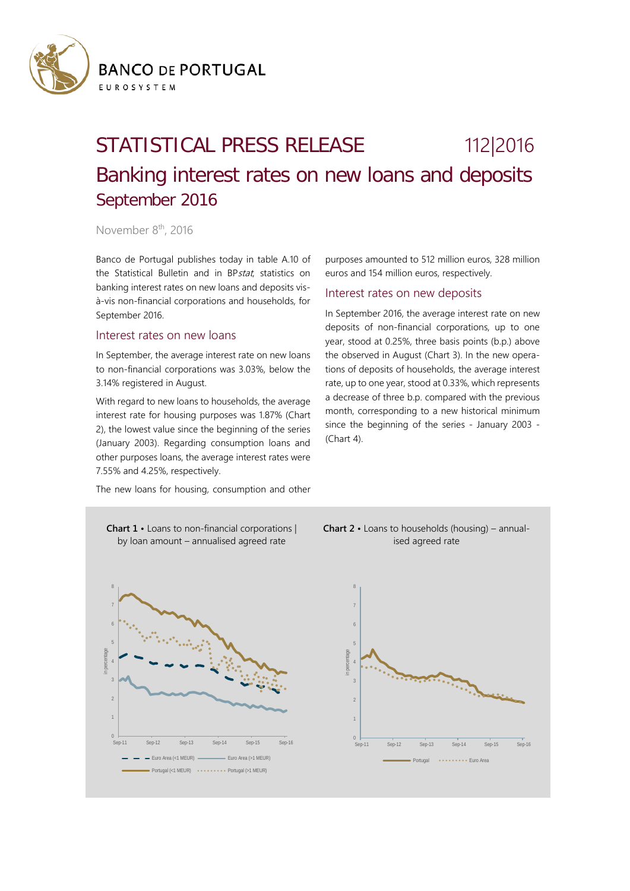BANCO DE PORTUGAL

EUROSYSTEM

# STATISTICAL PRESS RELEASE 112|2016

## Banking interest rates on new loans and deposits

### September 2016

November 8th, 2016

Banco de Portugal publishes today in table A.10 of the Statistical Bulletin and in BP*stat*, statistics on banking interest rates on new loans and deposits vis-à-vis non-financial corporations and households, for September 2016.

### Interest rates on new loans

In September, the average interest rate on new loans to non-financial corporations was 3.03%, below the 3.14% registered in August.

With regard to new loans to households, the average interest rate for housing purposes was 1.87% (Chart 2), the lowest value since the beginning of the series (January 2003). Regarding consumption loans and other purposes loans, the average interest rates were 7.55% and 4.25%, respectively.

The new loans for housing, consumption and other purposes amounted to 512 million euros, 328 million euros and 154 million euros, respectively.

### Interest rates on new deposits

In September 2016, the average interest rate on new deposits of non-financial corporations, up to one year, stood at 0.25%, three basis points (b.p.) above the observed in August (Chart 3). In the new operations of deposits of households, the average interest rate, up to one year, stood at 0.33%, which represents a decrease of three b.p. compared with the previous month, corresponding to a new historical minimum since the beginning of the series - January 2003 - (Chart 4).

**Chart 1** • Loans to non-financial corporations | by loan amount – annualised agreed rate

**Chart 2** • Loans to households (housing) – annualised agreed rate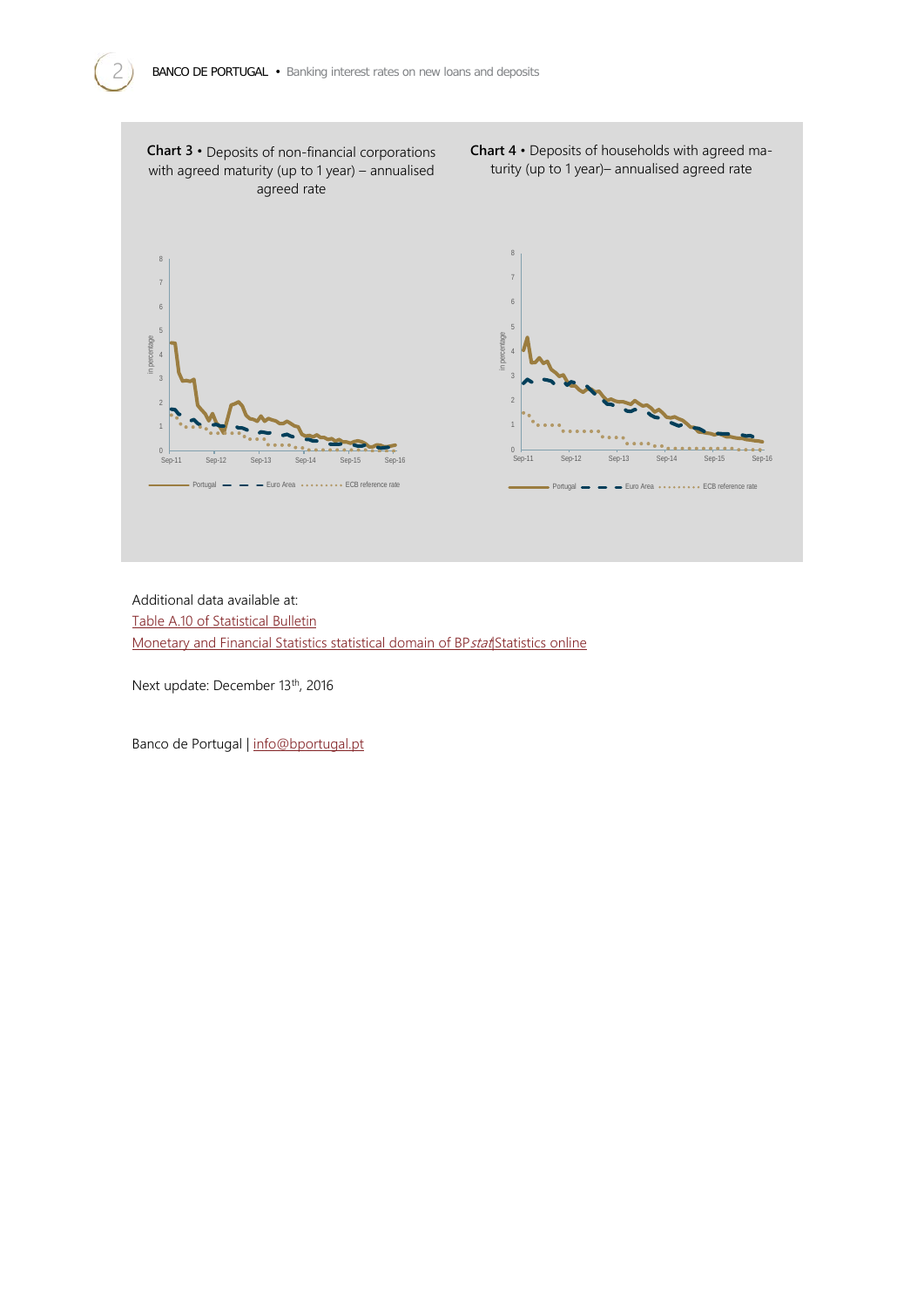**Chart 3** • Deposits of non-financial corporations with agreed maturity (up to 1 year) – annualised agreed rate

8
7
6
5
4
3
2
1
0
in percentage
Sep-11 Sep-12 Sep-13 Sep-14 Sep-15 Sep-16
Portugal Euro Area ECB reference rate

**Chart 4** • Deposits of households with agreed maturity (up to 1 year)– annualised agreed rate

8
7
6
5
4
3
2
1
0
in percentage
Sep-11 Sep-12 Sep-13 Sep-14 Sep-15 Sep-16
Portugal Euro Area ECB reference rate

Additional data available at:

Table A.10 of Statistical Bulletin

Monetary and Financial Statistics statistical domain of BP*stat*|Statistics online

Next update: December 13th, 2016

Banco de Portugal | info@bportugal.pt